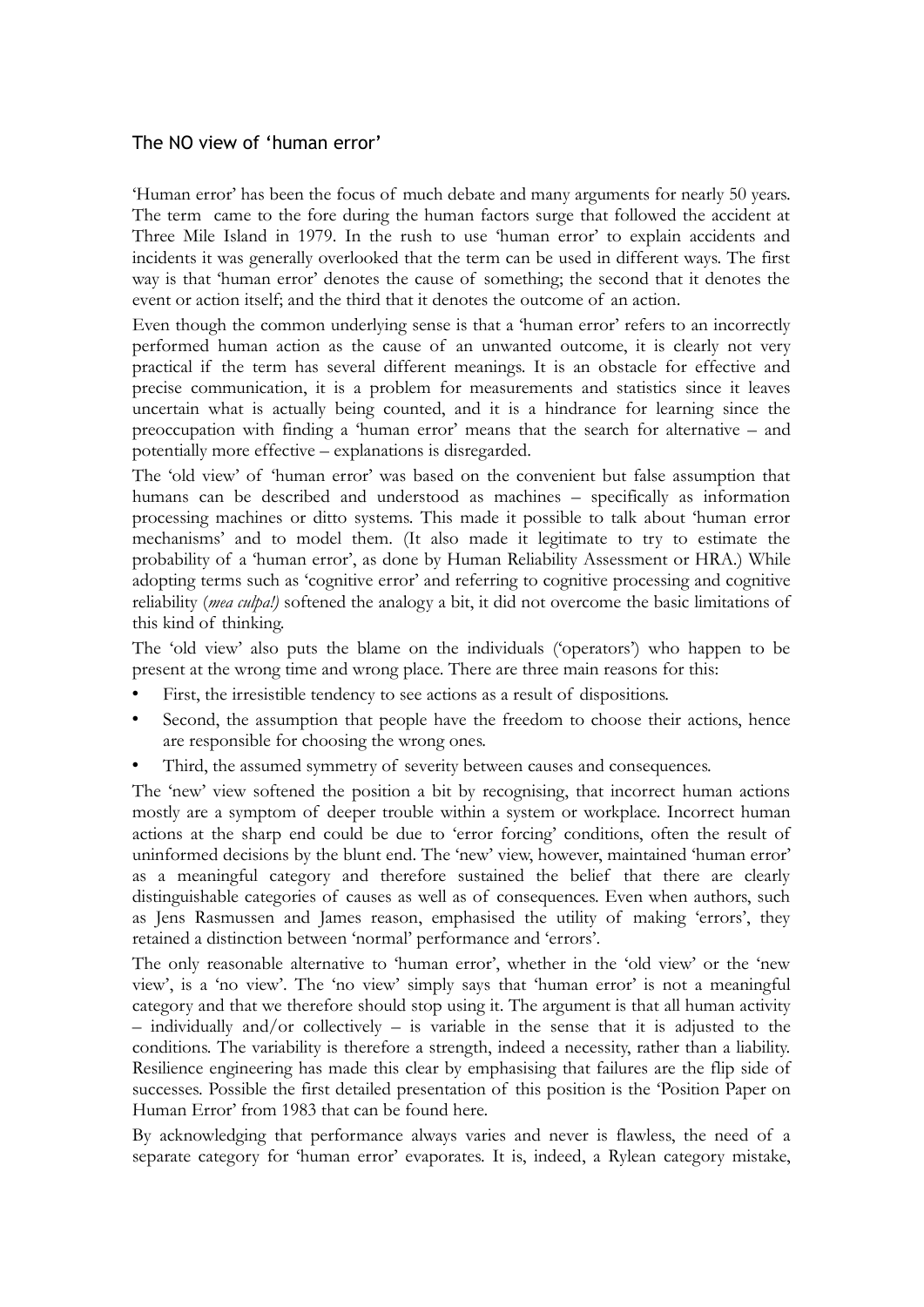## The NO view of 'human error'

'Human error' has been the focus of much debate and many arguments for nearly 50 years. The term came to the fore during the human factors surge that followed the accident at Three Mile Island in 1979. In the rush to use 'human error' to explain accidents and incidents it was generally overlooked that the term can be used in different ways. The first way is that 'human error' denotes the cause of something; the second that it denotes the event or action itself; and the third that it denotes the outcome of an action.

Even though the common underlying sense is that a 'human error' refers to an incorrectly performed human action as the cause of an unwanted outcome, it is clearly not very practical if the term has several different meanings. It is an obstacle for effective and precise communication, it is a problem for measurements and statistics since it leaves uncertain what is actually being counted, and it is a hindrance for learning since the preoccupation with finding a 'human error' means that the search for alternative – and potentially more effective – explanations is disregarded.

The 'old view' of 'human error' was based on the convenient but false assumption that humans can be described and understood as machines – specifically as information processing machines or ditto systems. This made it possible to talk about 'human error mechanisms' and to model them. (It also made it legitimate to try to estimate the probability of a 'human error', as done by Human Reliability Assessment or HRA.) While adopting terms such as 'cognitive error' and referring to cognitive processing and cognitive reliability (*mea culpa!*) softened the analogy a bit, it did not overcome the basic limitations of this kind of thinking.

The 'old view' also puts the blame on the individuals ('operators') who happen to be present at the wrong time and wrong place. There are three main reasons for this:

- First, the irresistible tendency to see actions as a result of dispositions.
- Second, the assumption that people have the freedom to choose their actions, hence are responsible for choosing the wrong ones.
- Third, the assumed symmetry of severity between causes and consequences.

The 'new' view softened the position a bit by recognising, that incorrect human actions mostly are a symptom of deeper trouble within a system or workplace. Incorrect human actions at the sharp end could be due to 'error forcing' conditions, often the result of uninformed decisions by the blunt end. The 'new' view, however, maintained 'human error' as a meaningful category and therefore sustained the belief that there are clearly distinguishable categories of causes as well as of consequences. Even when authors, such as Jens Rasmussen and James reason, emphasised the utility of making 'errors', they retained a distinction between 'normal' performance and 'errors'.

The only reasonable alternative to 'human error', whether in the 'old view' or the 'new view', is a 'no view'. The 'no view' simply says that 'human error' is not a meaningful category and that we therefore should stop using it. The argument is that all human activity – individually and/or collectively – is variable in the sense that it is adjusted to the conditions. The variability is therefore a strength, indeed a necessity, rather than a liability. Resilience engineering has made this clear by emphasising that failures are the flip side of successes. Possible the first detailed presentation of this position is the 'Position Paper on Human Error' from 1983 that can be found here.

By acknowledging that performance always varies and never is flawless, the need of a separate category for 'human error' evaporates. It is, indeed, a Rylean category mistake,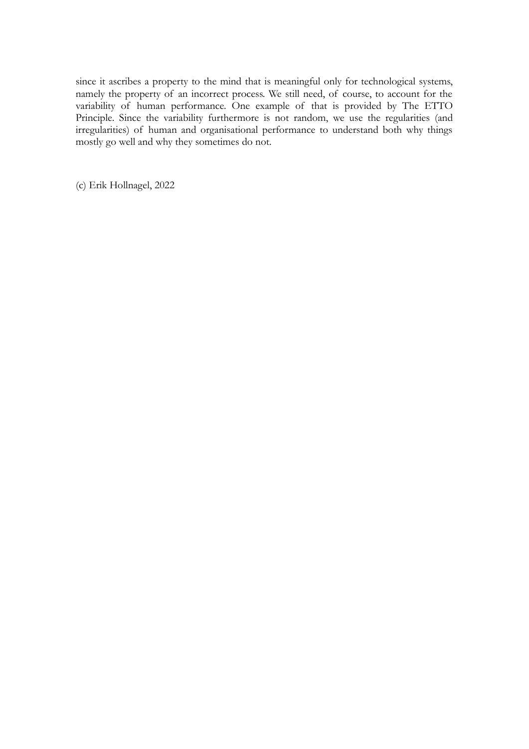since it ascribes a property to the mind that is meaningful only for technological systems, namely the property of an incorrect process. We still need, of course, to account for the variability of human performance. One example of that is provided by The ETTO Principle. Since the variability furthermore is not random, we use the regularities (and irregularities) of human and organisational performance to understand both why things mostly go well and why they sometimes do not.

(c) Erik Hollnagel, 2022